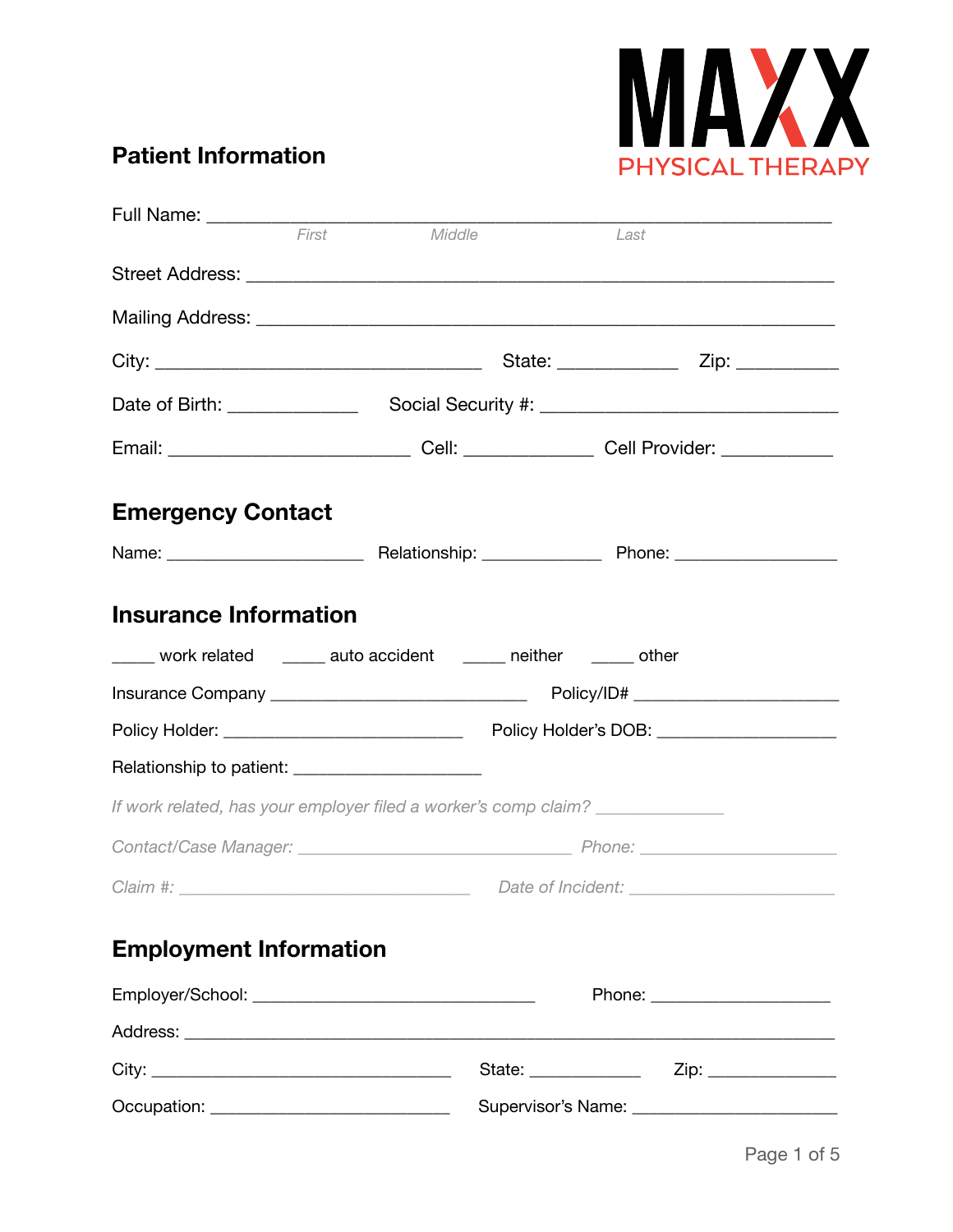MAXX PHYSICAL THERAPY

## Patient Information

Full Name: ____________________________________________________________
*First* *Middle* *Last*

Street Address: ________________________________________________________

Mailing Address: _______________________________________________________

City: ______________________________ State: ___________ Zip: __________

Date of Birth: ____________ Social Security #: ____________________________

Email: ______________________ Cell: ____________ Cell Provider: __________

## Emergency Contact

Name: ____________________ Relationship: ____________ Phone: _______________

## Insurance Information

_____ work related _____ auto accident _____ neither _____ other

Insurance Company ___________________________ Policy/ID# ____________________

Policy Holder: _________________________ Policy Holder's DOB: __________________

Relationship to patient: ___________________

*If work related, has your employer filed a worker's comp claim?* _____________

*Contact/Case Manager:* _____________________________ *Phone:* ____________________

*Claim #:* ______________________________ *Date of Incident:* _____________________

## Employment Information

Employer/School: ______________________________ Phone: ___________________

Address: ____________________________________________________________________

City: ______________________________ State: ____________ Zip: ______________

Occupation: ________________________ Supervisor's Name: ______________________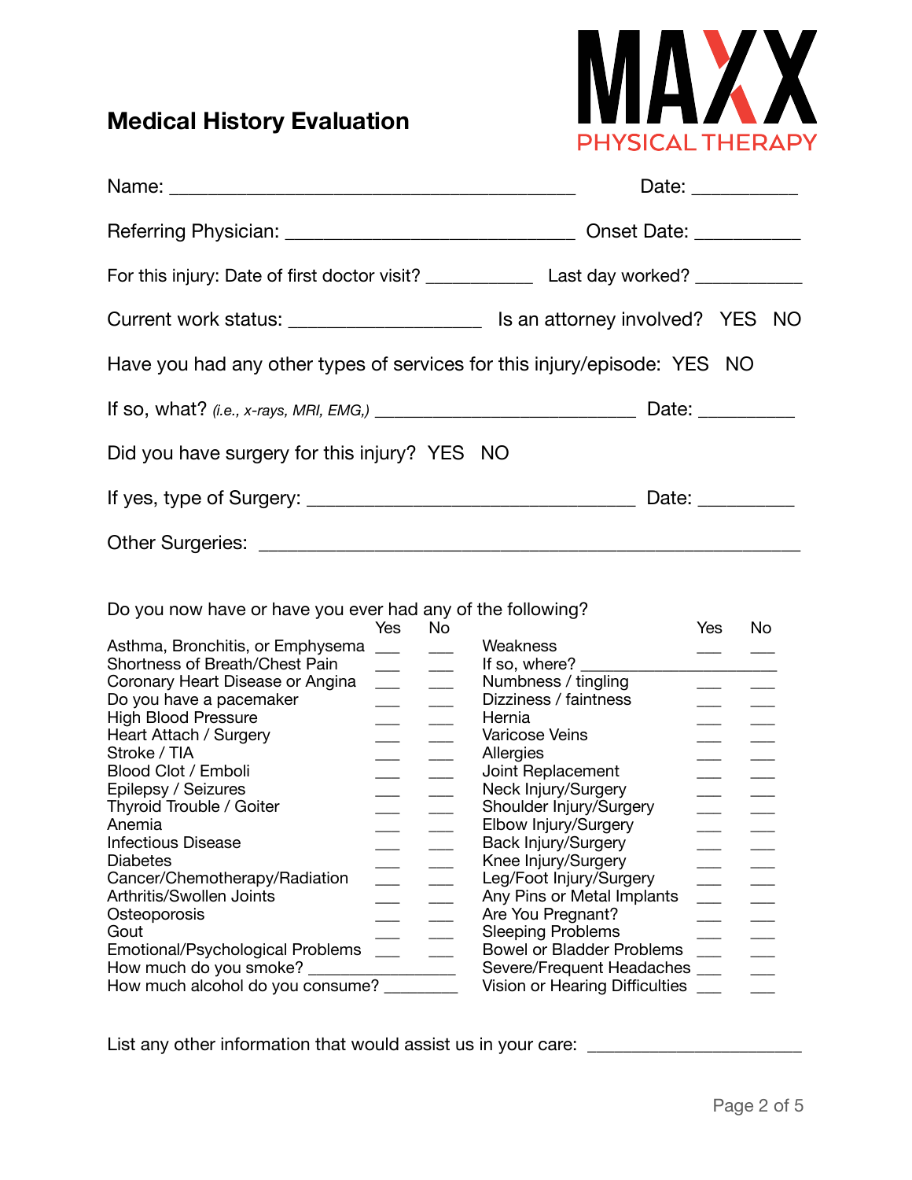# Medical History Evaluation

MAXX PHYSICAL THERAPY

Name: ________________________________________ Date: __________

Referring Physician: ____________________________ Onset Date: __________

For this injury: Date of first doctor visit? __________ Last day worked? __________

Current work status: __________________ Is an attorney involved? YES NO

Have you had any other types of services for this injury/episode: YES NO

If so, what? *(i.e., x-rays, MRI, EMG,)* __________________________ Date: _________

Did you have surgery for this injury? YES NO

If yes, type of Surgery: ________________________________ Date: _________

Other Surgeries: ______________________________________________________

Do you now have or have you ever had any of the following?

| | Yes | No | | Yes | No |
|---|---|---|---|---|---|
| Asthma, Bronchitis, or Emphysema | ___ | ___ | Weakness | ___ | ___ |
| Shortness of Breath/Chest Pain | ___ | ___ | If so, where? ____________________ | | |
| Coronary Heart Disease or Angina | ___ | ___ | Numbness / tingling | ___ | ___ |
| Do you have a pacemaker | ___ | ___ | Dizziness / faintness | ___ | ___ |
| High Blood Pressure | ___ | ___ | Hernia | ___ | ___ |
| Heart Attach / Surgery | ___ | ___ | Varicose Veins | ___ | ___ |
| Stroke / TIA | ___ | ___ | Allergies | ___ | ___ |
| Blood Clot / Emboli | ___ | ___ | Joint Replacement | ___ | ___ |
| Epilepsy / Seizures | ___ | ___ | Neck Injury/Surgery | ___ | ___ |
| Thyroid Trouble / Goiter | ___ | ___ | Shoulder Injury/Surgery | ___ | ___ |
| Anemia | ___ | ___ | Elbow Injury/Surgery | ___ | ___ |
| Infectious Disease | ___ | ___ | Back Injury/Surgery | ___ | ___ |
| Diabetes | ___ | ___ | Knee Injury/Surgery | ___ | ___ |
| Cancer/Chemotherapy/Radiation | ___ | ___ | Leg/Foot Injury/Surgery | ___ | ___ |
| Arthritis/Swollen Joints | ___ | ___ | Any Pins or Metal Implants | ___ | ___ |
| Osteoporosis | ___ | ___ | Are You Pregnant? | ___ | ___ |
| Gout | ___ | ___ | Sleeping Problems | ___ | ___ |
| Emotional/Psychological Problems | ___ | ___ | Bowel or Bladder Problems | ___ | ___ |
| How much do you smoke? _______________ | | | Severe/Frequent Headaches | ___ | ___ |
| How much alcohol do you consume? ________ | | | Vision or Hearing Difficulties | ___ | ___ |

List any other information that would assist us in your care: _____________________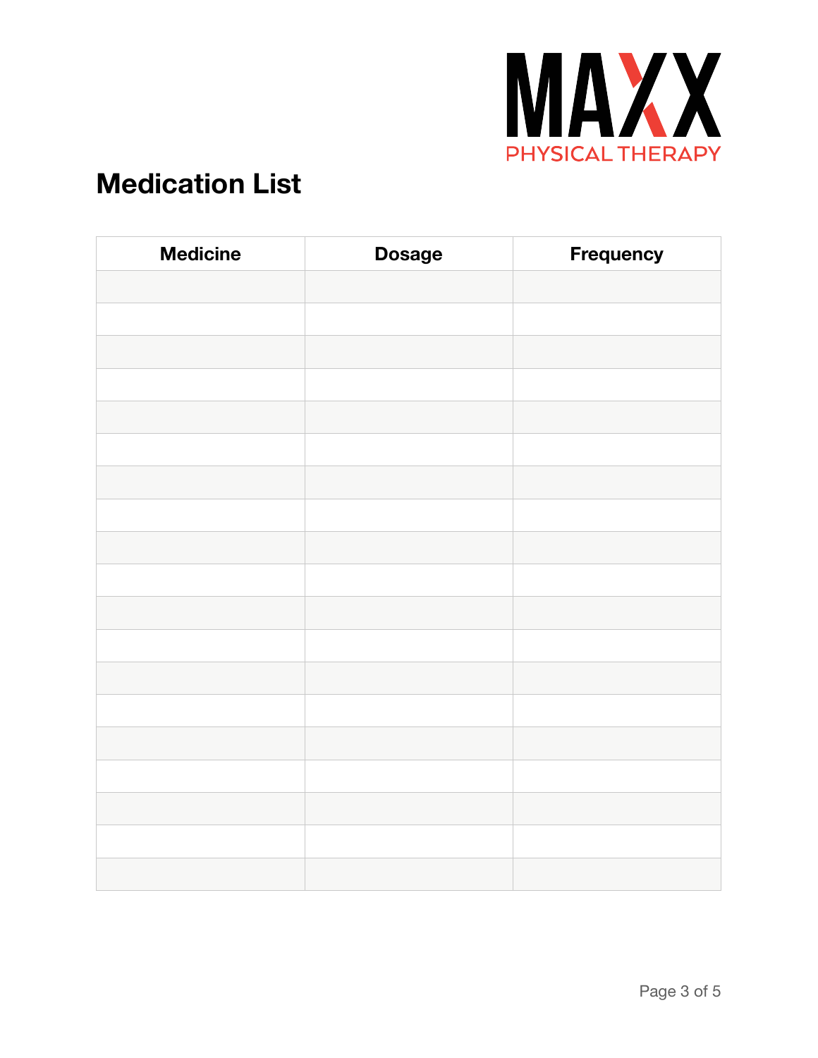MAXX
PHYSICAL THERAPY

# Medication List

| Medicine | Dosage | Frequency |
|---|---|---|
| | | |
| | | |
| | | |
| | | |
| | | |
| | | |
| | | |
| | | |
| | | |
| | | |
| | | |
| | | |
| | | |
| | | |
| | | |
| | | |
| | | |
| | | |
| | | |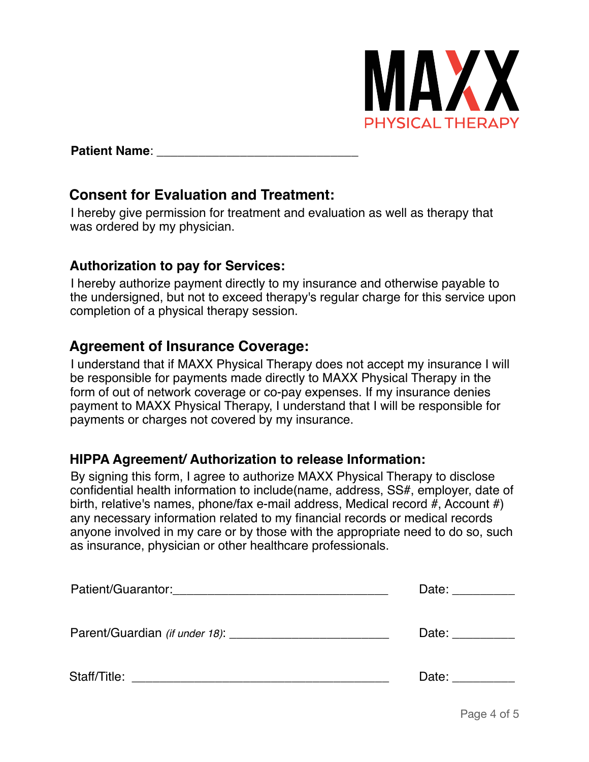MAXX
PHYSICAL THERAPY

**Patient Name**: ______________________________

## Consent for Evaluation and Treatment:

I hereby give permission for treatment and evaluation as well as therapy that was ordered by my physician.

### Authorization to pay for Services:

I hereby authorize payment directly to my insurance and otherwise payable to the undersigned, but not to exceed therapy's regular charge for this service upon completion of a physical therapy session.

## Agreement of Insurance Coverage:

I understand that if MAXX Physical Therapy does not accept my insurance I will be responsible for payments made directly to MAXX Physical Therapy in the form of out of network coverage or co-pay expenses. If my insurance denies payment to MAXX Physical Therapy, I understand that I will be responsible for payments or charges not covered by my insurance.

### HIPPA Agreement/ Authorization to release Information:

By signing this form, I agree to authorize MAXX Physical Therapy to disclose confidential health information to include(name, address, SS#, employer, date of birth, relative's names, phone/fax e-mail address, Medical record #, Account #) any necessary information related to my financial records or medical records anyone involved in my care or by those with the appropriate need to do so, such as insurance, physician or other healthcare professionals.

Patient/Guarantor:________________________________ Date: _________

Parent/Guardian *(if under 18)*: ________________________ Date: _________

Staff/Title: ______________________________________ Date: _________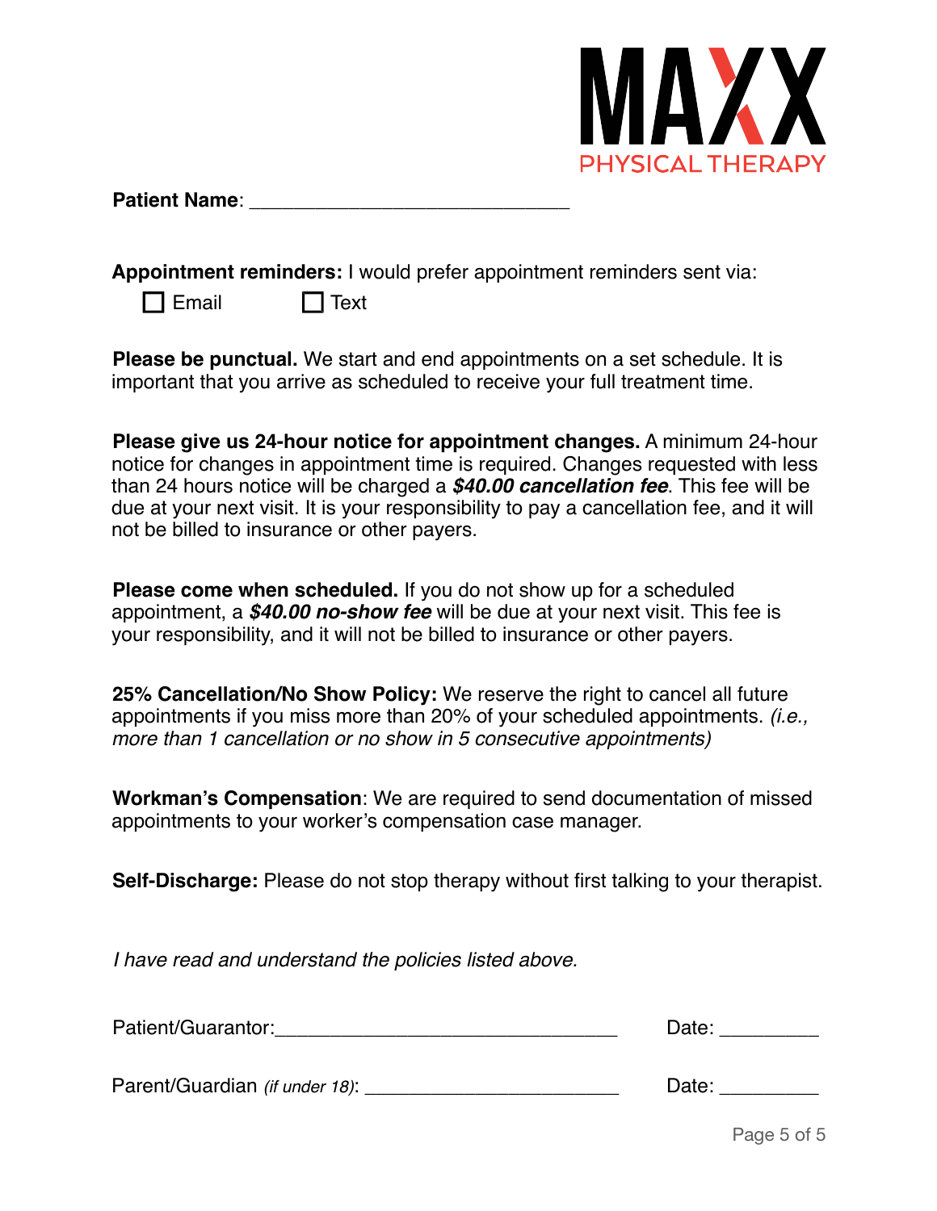MAXX PHYSICAL THERAPY

**Patient Name**: ______________________________

**Appointment reminders:** I would prefer appointment reminders sent via:

☐ Email ☐ Text

**Please be punctual.** We start and end appointments on a set schedule. It is important that you arrive as scheduled to receive your full treatment time.

**Please give us 24-hour notice for appointment changes.** A minimum 24-hour notice for changes in appointment time is required. Changes requested with less than 24 hours notice will be charged a ***$40.00 cancellation fee***. This fee will be due at your next visit. It is your responsibility to pay a cancellation fee, and it will not be billed to insurance or other payers.

**Please come when scheduled.** If you do not show up for a scheduled appointment, a ***$40.00 no-show fee*** will be due at your next visit. This fee is your responsibility, and it will not be billed to insurance or other payers.

**25% Cancellation/No Show Policy:** We reserve the right to cancel all future appointments if you miss more than 20% of your scheduled appointments. *(i.e., more than 1 cancellation or no show in 5 consecutive appointments)*

**Workman's Compensation**: We are required to send documentation of missed appointments to your worker's compensation case manager.

**Self-Discharge:** Please do not stop therapy without first talking to your therapist.

*I have read and understand the policies listed above.*

Patient/Guarantor:________________________________ Date: _________

Parent/Guardian *(if under 18)*: ________________________ Date: _________